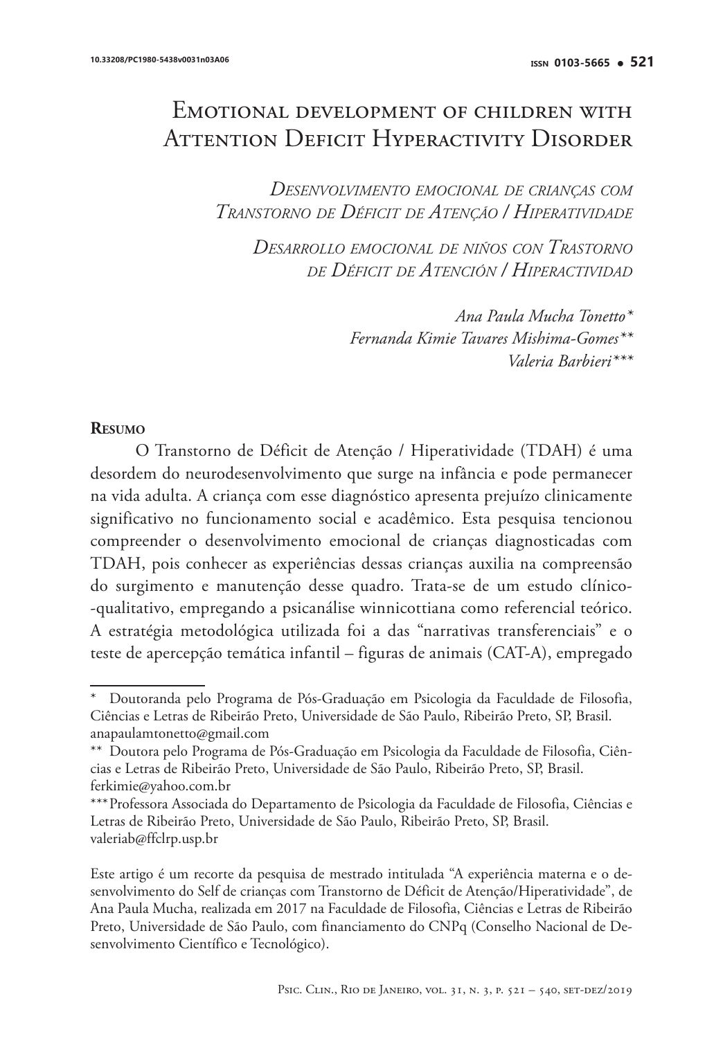# Emotional development of children with Attention Deficit Hyperactivity Disorder

*Desenvolvimento emocional de crianças com Transtorno de Déficit de Atenção / Hiperatividade*

*Desarrollo emocional de niños con Trastorno de Déficit de Atención / Hiperactividad*

*Ana Paula Mucha Tonetto**
*Fernanda Kimie Tavares Mishima-Gomes***
*Valeria Barbieri****

## Resumo

O Transtorno de Déficit de Atenção / Hiperatividade (TDAH) é uma desordem do neurodesenvolvimento que surge na infância e pode permanecer na vida adulta. A criança com esse diagnóstico apresenta prejuízo clinicamente significativo no funcionamento social e acadêmico. Esta pesquisa tencionou compreender o desenvolvimento emocional de crianças diagnosticadas com TDAH, pois conhecer as experiências dessas crianças auxilia na compreensão do surgimento e manutenção desse quadro. Trata-se de um estudo clínico-qualitativo, empregando a psicanálise winnicottiana como referencial teórico. A estratégia metodológica utilizada foi a das "narrativas transferenciais" e o teste de apercepção temática infantil – figuras de animais (CAT-A), empregado

---

\* Doutoranda pelo Programa de Pós-Graduação em Psicologia da Faculdade de Filosofia, Ciências e Letras de Ribeirão Preto, Universidade de São Paulo, Ribeirão Preto, SP, Brasil. anapaulamtonetto@gmail.com

\*\* Doutora pelo Programa de Pós-Graduação em Psicologia da Faculdade de Filosofia, Ciências e Letras de Ribeirão Preto, Universidade de São Paulo, Ribeirão Preto, SP, Brasil. ferkimie@yahoo.com.br

\*\*\* Professora Associada do Departamento de Psicologia da Faculdade de Filosofia, Ciências e Letras de Ribeirão Preto, Universidade de São Paulo, Ribeirão Preto, SP, Brasil. valeriab@ffclrp.usp.br

Este artigo é um recorte da pesquisa de mestrado intitulada "A experiência materna e o desenvolvimento do Self de crianças com Transtorno de Déficit de Atenção/Hiperatividade", de Ana Paula Mucha, realizada em 2017 na Faculdade de Filosofia, Ciências e Letras de Ribeirão Preto, Universidade de São Paulo, com financiamento do CNPq (Conselho Nacional de Desenvolvimento Científico e Tecnológico).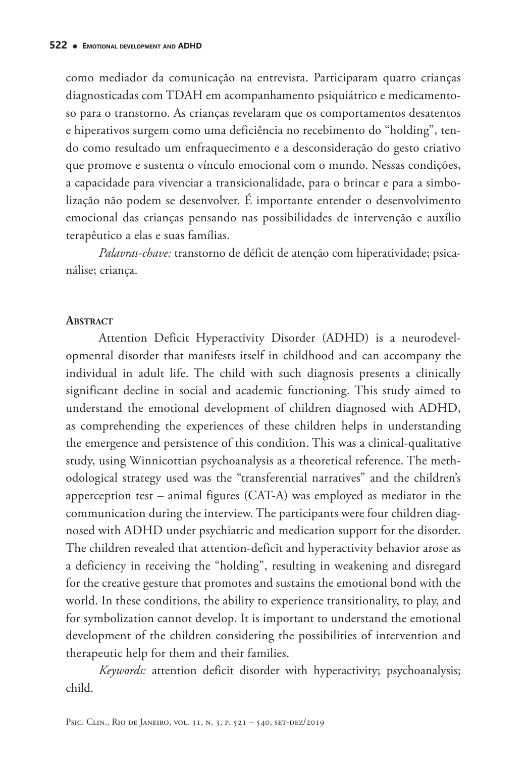como mediador da comunicação na entrevista. Participaram quatro crianças diagnosticadas com TDAH em acompanhamento psiquiátrico e medicamentoso para o transtorno. As crianças revelaram que os comportamentos desatentos e hiperativos surgem como uma deficiência no recebimento do "holding", tendo como resultado um enfraquecimento e a desconsideração do gesto criativo que promove e sustenta o vínculo emocional com o mundo. Nessas condições, a capacidade para vivenciar a transicionalidade, para o brincar e para a simbolização não podem se desenvolver. É importante entender o desenvolvimento emocional das crianças pensando nas possibilidades de intervenção e auxílio terapêutico a elas e suas famílias.

*Palavras-chave:* transtorno de déficit de atenção com hiperatividade; psicanálise; criança.

## Abstract

Attention Deficit Hyperactivity Disorder (ADHD) is a neurodevelopmental disorder that manifests itself in childhood and can accompany the individual in adult life. The child with such diagnosis presents a clinically significant decline in social and academic functioning. This study aimed to understand the emotional development of children diagnosed with ADHD, as comprehending the experiences of these children helps in understanding the emergence and persistence of this condition. This was a clinical-qualitative study, using Winnicottian psychoanalysis as a theoretical reference. The methodological strategy used was the "transferential narratives" and the children's apperception test – animal figures (CAT-A) was employed as mediator in the communication during the interview. The participants were four children diagnosed with ADHD under psychiatric and medication support for the disorder. The children revealed that attention-deficit and hyperactivity behavior arose as a deficiency in receiving the "holding", resulting in weakening and disregard for the creative gesture that promotes and sustains the emotional bond with the world. In these conditions, the ability to experience transitionality, to play, and for symbolization cannot develop. It is important to understand the emotional development of the children considering the possibilities of intervention and therapeutic help for them and their families.

*Keywords:* attention deficit disorder with hyperactivity; psychoanalysis; child.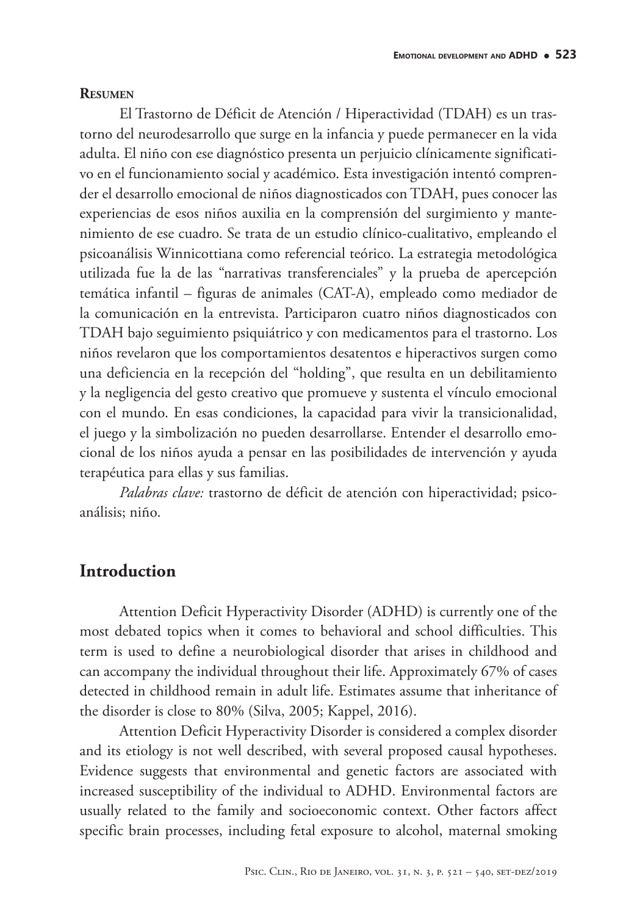**Resumen**

El Trastorno de Déficit de Atención / Hiperactividad (TDAH) es un trastorno del neurodesarrollo que surge en la infancia y puede permanecer en la vida adulta. El niño con ese diagnóstico presenta un perjuicio clínicamente significativo en el funcionamiento social y académico. Esta investigación intentó comprender el desarrollo emocional de niños diagnosticados con TDAH, pues conocer las experiencias de esos niños auxilia en la comprensión del surgimiento y mantenimiento de ese cuadro. Se trata de un estudio clínico-cualitativo, empleando el psicoanálisis Winnicottiana como referencial teórico. La estrategia metodológica utilizada fue la de las "narrativas transferenciales" y la prueba de apercepción temática infantil – figuras de animales (CAT-A), empleado como mediador de la comunicación en la entrevista. Participaron cuatro niños diagnosticados con TDAH bajo seguimiento psiquiátrico y con medicamentos para el trastorno. Los niños revelaron que los comportamientos desatentos e hiperactivos surgen como una deficiencia en la recepción del "holding", que resulta en un debilitamiento y la negligencia del gesto creativo que promueve y sustenta el vínculo emocional con el mundo. En esas condiciones, la capacidad para vivir la transicionalidad, el juego y la simbolización no pueden desarrollarse. Entender el desarrollo emocional de los niños ayuda a pensar en las posibilidades de intervención y ayuda terapéutica para ellas y sus familias.

*Palabras clave:* trastorno de déficit de atención con hiperactividad; psicoanálisis; niño.

## Introduction

Attention Deficit Hyperactivity Disorder (ADHD) is currently one of the most debated topics when it comes to behavioral and school difficulties. This term is used to define a neurobiological disorder that arises in childhood and can accompany the individual throughout their life. Approximately 67% of cases detected in childhood remain in adult life. Estimates assume that inheritance of the disorder is close to 80% (Silva, 2005; Kappel, 2016).

Attention Deficit Hyperactivity Disorder is considered a complex disorder and its etiology is not well described, with several proposed causal hypotheses. Evidence suggests that environmental and genetic factors are associated with increased susceptibility of the individual to ADHD. Environmental factors are usually related to the family and socioeconomic context. Other factors affect specific brain processes, including fetal exposure to alcohol, maternal smoking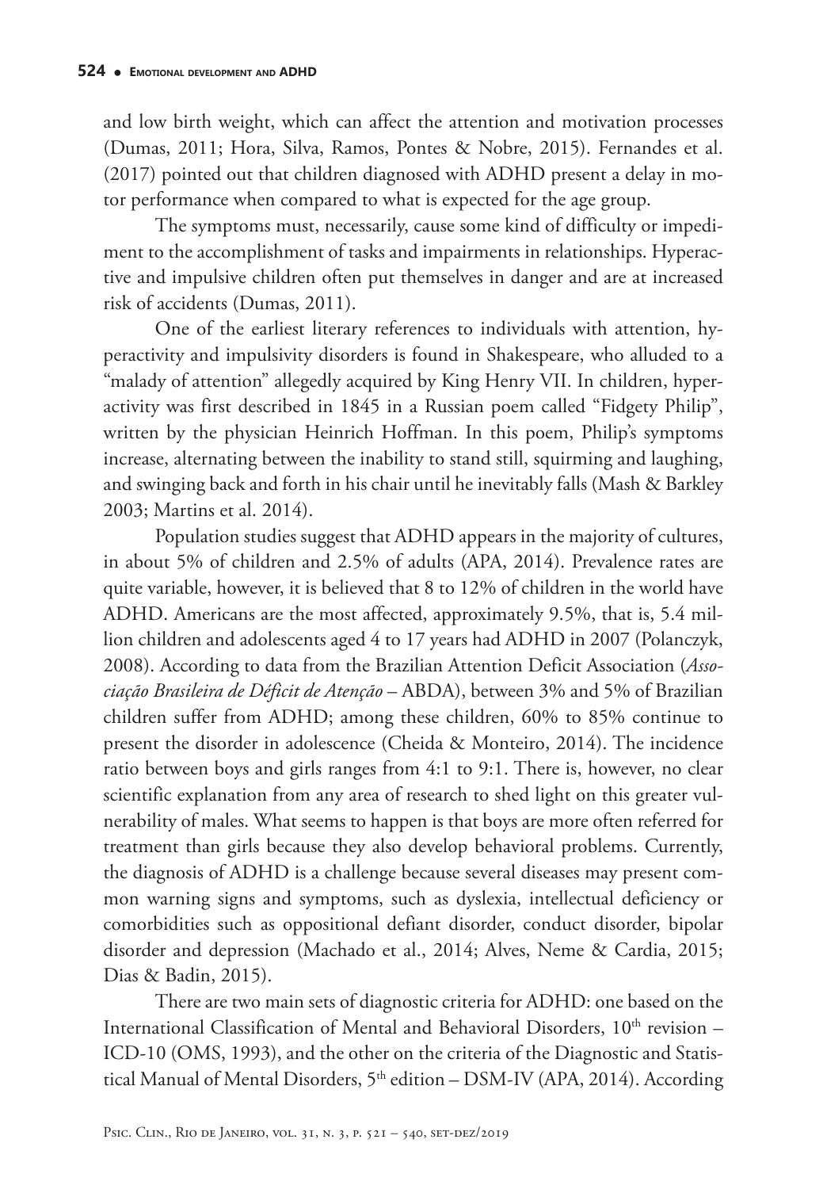and low birth weight, which can affect the attention and motivation processes (Dumas, 2011; Hora, Silva, Ramos, Pontes & Nobre, 2015). Fernandes et al. (2017) pointed out that children diagnosed with ADHD present a delay in motor performance when compared to what is expected for the age group.

The symptoms must, necessarily, cause some kind of difficulty or impediment to the accomplishment of tasks and impairments in relationships. Hyperactive and impulsive children often put themselves in danger and are at increased risk of accidents (Dumas, 2011).

One of the earliest literary references to individuals with attention, hyperactivity and impulsivity disorders is found in Shakespeare, who alluded to a "malady of attention" allegedly acquired by King Henry VII. In children, hyperactivity was first described in 1845 in a Russian poem called "Fidgety Philip", written by the physician Heinrich Hoffman. In this poem, Philip's symptoms increase, alternating between the inability to stand still, squirming and laughing, and swinging back and forth in his chair until he inevitably falls (Mash & Barkley 2003; Martins et al. 2014).

Population studies suggest that ADHD appears in the majority of cultures, in about 5% of children and 2.5% of adults (APA, 2014). Prevalence rates are quite variable, however, it is believed that 8 to 12% of children in the world have ADHD. Americans are the most affected, approximately 9.5%, that is, 5.4 million children and adolescents aged 4 to 17 years had ADHD in 2007 (Polanczyk, 2008). According to data from the Brazilian Attention Deficit Association (*Associação Brasileira de Déficit de Atenção* – ABDA), between 3% and 5% of Brazilian children suffer from ADHD; among these children, 60% to 85% continue to present the disorder in adolescence (Cheida & Monteiro, 2014). The incidence ratio between boys and girls ranges from 4:1 to 9:1. There is, however, no clear scientific explanation from any area of research to shed light on this greater vulnerability of males. What seems to happen is that boys are more often referred for treatment than girls because they also develop behavioral problems. Currently, the diagnosis of ADHD is a challenge because several diseases may present common warning signs and symptoms, such as dyslexia, intellectual deficiency or comorbidities such as oppositional defiant disorder, conduct disorder, bipolar disorder and depression (Machado et al., 2014; Alves, Neme & Cardia, 2015; Dias & Badin, 2015).

There are two main sets of diagnostic criteria for ADHD: one based on the International Classification of Mental and Behavioral Disorders, 10th revision – ICD-10 (OMS, 1993), and the other on the criteria of the Diagnostic and Statistical Manual of Mental Disorders, 5th edition – DSM-IV (APA, 2014). According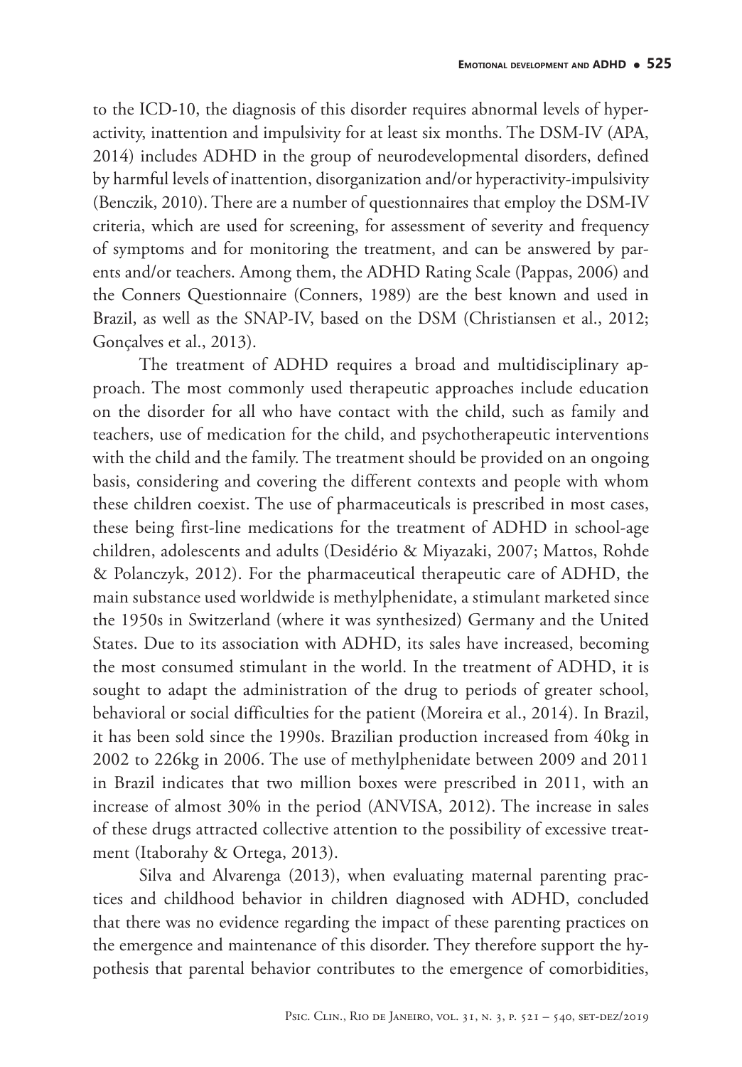to the ICD-10, the diagnosis of this disorder requires abnormal levels of hyperactivity, inattention and impulsivity for at least six months. The DSM-IV (APA, 2014) includes ADHD in the group of neurodevelopmental disorders, defined by harmful levels of inattention, disorganization and/or hyperactivity-impulsivity (Benczik, 2010). There are a number of questionnaires that employ the DSM-IV criteria, which are used for screening, for assessment of severity and frequency of symptoms and for monitoring the treatment, and can be answered by parents and/or teachers. Among them, the ADHD Rating Scale (Pappas, 2006) and the Conners Questionnaire (Conners, 1989) are the best known and used in Brazil, as well as the SNAP-IV, based on the DSM (Christiansen et al., 2012; Gonçalves et al., 2013).

The treatment of ADHD requires a broad and multidisciplinary approach. The most commonly used therapeutic approaches include education on the disorder for all who have contact with the child, such as family and teachers, use of medication for the child, and psychotherapeutic interventions with the child and the family. The treatment should be provided on an ongoing basis, considering and covering the different contexts and people with whom these children coexist. The use of pharmaceuticals is prescribed in most cases, these being first-line medications for the treatment of ADHD in school-age children, adolescents and adults (Desidério & Miyazaki, 2007; Mattos, Rohde & Polanczyk, 2012). For the pharmaceutical therapeutic care of ADHD, the main substance used worldwide is methylphenidate, a stimulant marketed since the 1950s in Switzerland (where it was synthesized) Germany and the United States. Due to its association with ADHD, its sales have increased, becoming the most consumed stimulant in the world. In the treatment of ADHD, it is sought to adapt the administration of the drug to periods of greater school, behavioral or social difficulties for the patient (Moreira et al., 2014). In Brazil, it has been sold since the 1990s. Brazilian production increased from 40kg in 2002 to 226kg in 2006. The use of methylphenidate between 2009 and 2011 in Brazil indicates that two million boxes were prescribed in 2011, with an increase of almost 30% in the period (ANVISA, 2012). The increase in sales of these drugs attracted collective attention to the possibility of excessive treatment (Itaborahy & Ortega, 2013).

Silva and Alvarenga (2013), when evaluating maternal parenting practices and childhood behavior in children diagnosed with ADHD, concluded that there was no evidence regarding the impact of these parenting practices on the emergence and maintenance of this disorder. They therefore support the hypothesis that parental behavior contributes to the emergence of comorbidities,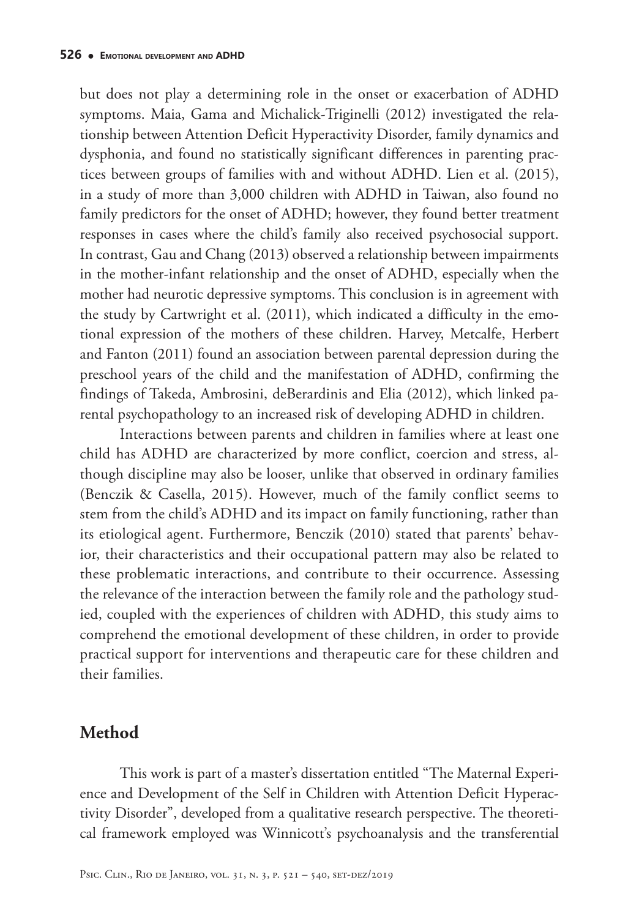but does not play a determining role in the onset or exacerbation of ADHD symptoms. Maia, Gama and Michalick-Triginelli (2012) investigated the relationship between Attention Deficit Hyperactivity Disorder, family dynamics and dysphonia, and found no statistically significant differences in parenting practices between groups of families with and without ADHD. Lien et al. (2015), in a study of more than 3,000 children with ADHD in Taiwan, also found no family predictors for the onset of ADHD; however, they found better treatment responses in cases where the child's family also received psychosocial support. In contrast, Gau and Chang (2013) observed a relationship between impairments in the mother-infant relationship and the onset of ADHD, especially when the mother had neurotic depressive symptoms. This conclusion is in agreement with the study by Cartwright et al. (2011), which indicated a difficulty in the emotional expression of the mothers of these children. Harvey, Metcalfe, Herbert and Fanton (2011) found an association between parental depression during the preschool years of the child and the manifestation of ADHD, confirming the findings of Takeda, Ambrosini, deBerardinis and Elia (2012), which linked parental psychopathology to an increased risk of developing ADHD in children.

Interactions between parents and children in families where at least one child has ADHD are characterized by more conflict, coercion and stress, although discipline may also be looser, unlike that observed in ordinary families (Benczik & Casella, 2015). However, much of the family conflict seems to stem from the child's ADHD and its impact on family functioning, rather than its etiological agent. Furthermore, Benczik (2010) stated that parents' behavior, their characteristics and their occupational pattern may also be related to these problematic interactions, and contribute to their occurrence. Assessing the relevance of the interaction between the family role and the pathology studied, coupled with the experiences of children with ADHD, this study aims to comprehend the emotional development of these children, in order to provide practical support for interventions and therapeutic care for these children and their families.

## Method

This work is part of a master's dissertation entitled "The Maternal Experience and Development of the Self in Children with Attention Deficit Hyperactivity Disorder", developed from a qualitative research perspective. The theoretical framework employed was Winnicott's psychoanalysis and the transferential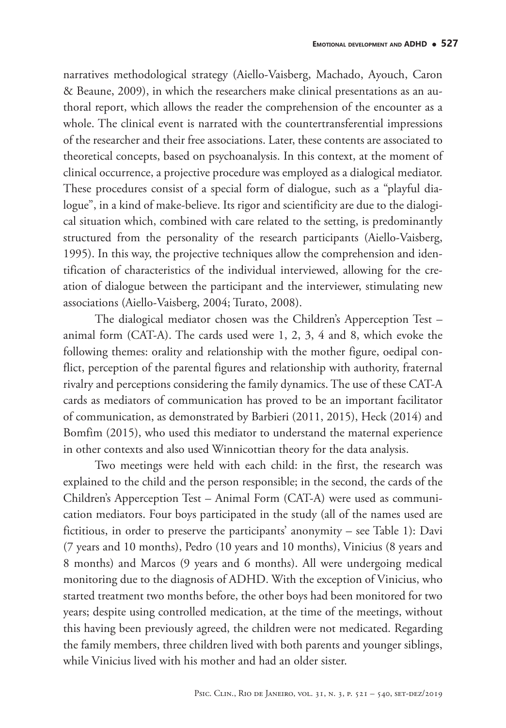narratives methodological strategy (Aiello-Vaisberg, Machado, Ayouch, Caron & Beaune, 2009), in which the researchers make clinical presentations as an authoral report, which allows the reader the comprehension of the encounter as a whole. The clinical event is narrated with the countertransferential impressions of the researcher and their free associations. Later, these contents are associated to theoretical concepts, based on psychoanalysis. In this context, at the moment of clinical occurrence, a projective procedure was employed as a dialogical mediator. These procedures consist of a special form of dialogue, such as a "playful dialogue", in a kind of make-believe. Its rigor and scientificity are due to the dialogical situation which, combined with care related to the setting, is predominantly structured from the personality of the research participants (Aiello-Vaisberg, 1995). In this way, the projective techniques allow the comprehension and identification of characteristics of the individual interviewed, allowing for the creation of dialogue between the participant and the interviewer, stimulating new associations (Aiello-Vaisberg, 2004; Turato, 2008).

The dialogical mediator chosen was the Children's Apperception Test – animal form (CAT-A). The cards used were 1, 2, 3, 4 and 8, which evoke the following themes: orality and relationship with the mother figure, oedipal conflict, perception of the parental figures and relationship with authority, fraternal rivalry and perceptions considering the family dynamics. The use of these CAT-A cards as mediators of communication has proved to be an important facilitator of communication, as demonstrated by Barbieri (2011, 2015), Heck (2014) and Bomfim (2015), who used this mediator to understand the maternal experience in other contexts and also used Winnicottian theory for the data analysis.

Two meetings were held with each child: in the first, the research was explained to the child and the person responsible; in the second, the cards of the Children's Apperception Test – Animal Form (CAT-A) were used as communication mediators. Four boys participated in the study (all of the names used are fictitious, in order to preserve the participants' anonymity – see Table 1): Davi (7 years and 10 months), Pedro (10 years and 10 months), Vinicius (8 years and 8 months) and Marcos (9 years and 6 months). All were undergoing medical monitoring due to the diagnosis of ADHD. With the exception of Vinicius, who started treatment two months before, the other boys had been monitored for two years; despite using controlled medication, at the time of the meetings, without this having been previously agreed, the children were not medicated. Regarding the family members, three children lived with both parents and younger siblings, while Vinicius lived with his mother and had an older sister.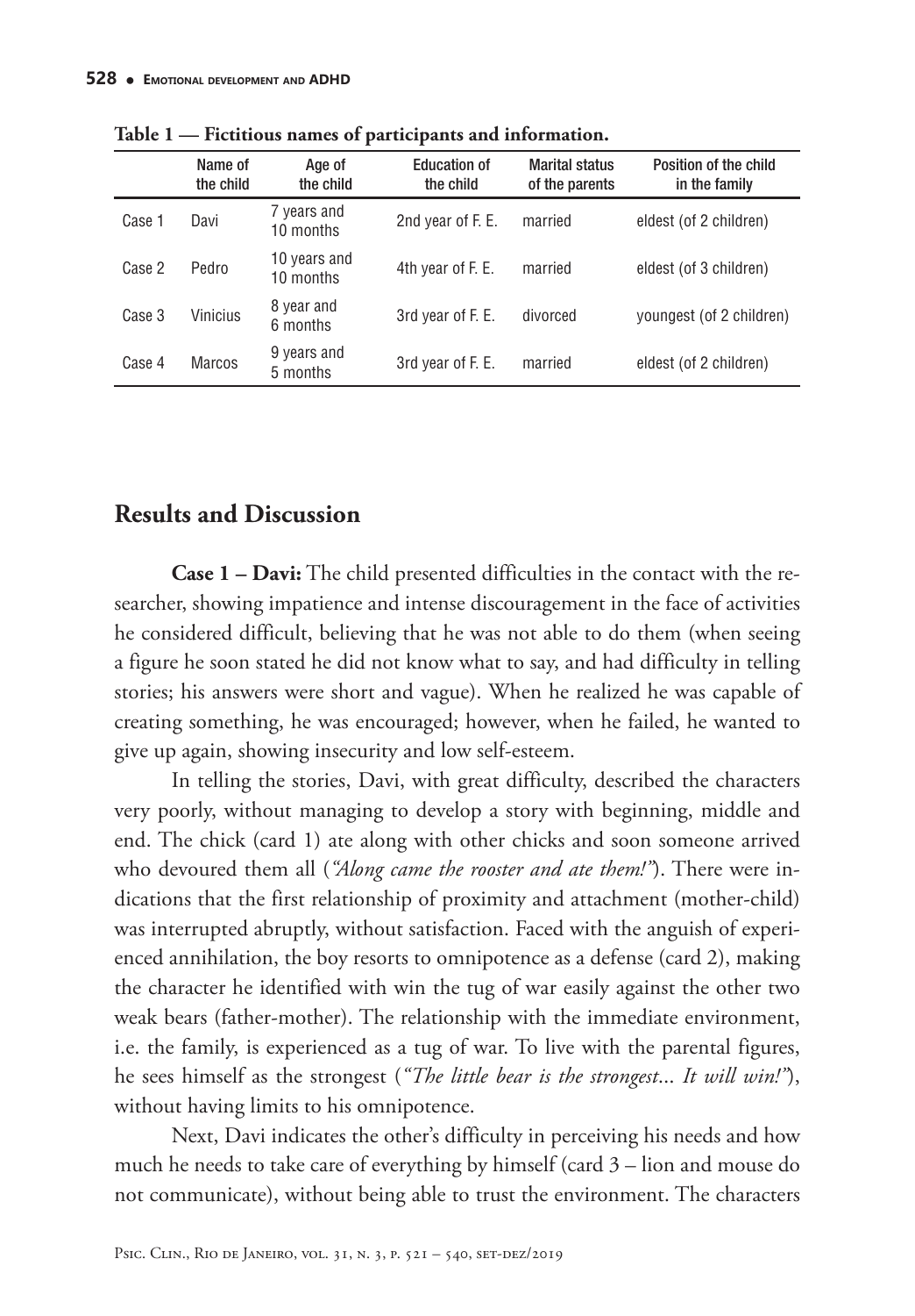**Table 1 — Fictitious names of participants and information.**

| | Name of the child | Age of the child | Education of the child | Marital status of the parents | Position of the child in the family |
|---|---|---|---|---|---|
| Case 1 | Davi | 7 years and 10 months | 2nd year of F. E. | married | eldest (of 2 children) |
| Case 2 | Pedro | 10 years and 10 months | 4th year of F. E. | married | eldest (of 3 children) |
| Case 3 | Vinicius | 8 year and 6 months | 3rd year of F. E. | divorced | youngest (of 2 children) |
| Case 4 | Marcos | 9 years and 5 months | 3rd year of F. E. | married | eldest (of 2 children) |

## Results and Discussion

**Case 1 – Davi:** The child presented difficulties in the contact with the researcher, showing impatience and intense discouragement in the face of activities he considered difficult, believing that he was not able to do them (when seeing a figure he soon stated he did not know what to say, and had difficulty in telling stories; his answers were short and vague). When he realized he was capable of creating something, he was encouraged; however, when he failed, he wanted to give up again, showing insecurity and low self-esteem.

In telling the stories, Davi, with great difficulty, described the characters very poorly, without managing to develop a story with beginning, middle and end. The chick (card 1) ate along with other chicks and soon someone arrived who devoured them all (*"Along came the rooster and ate them!"*). There were indications that the first relationship of proximity and attachment (mother-child) was interrupted abruptly, without satisfaction. Faced with the anguish of experienced annihilation, the boy resorts to omnipotence as a defense (card 2), making the character he identified with win the tug of war easily against the other two weak bears (father-mother). The relationship with the immediate environment, i.e. the family, is experienced as a tug of war. To live with the parental figures, he sees himself as the strongest (*"The little bear is the strongest... It will win!"*), without having limits to his omnipotence.

Next, Davi indicates the other's difficulty in perceiving his needs and how much he needs to take care of everything by himself (card 3 – lion and mouse do not communicate), without being able to trust the environment. The characters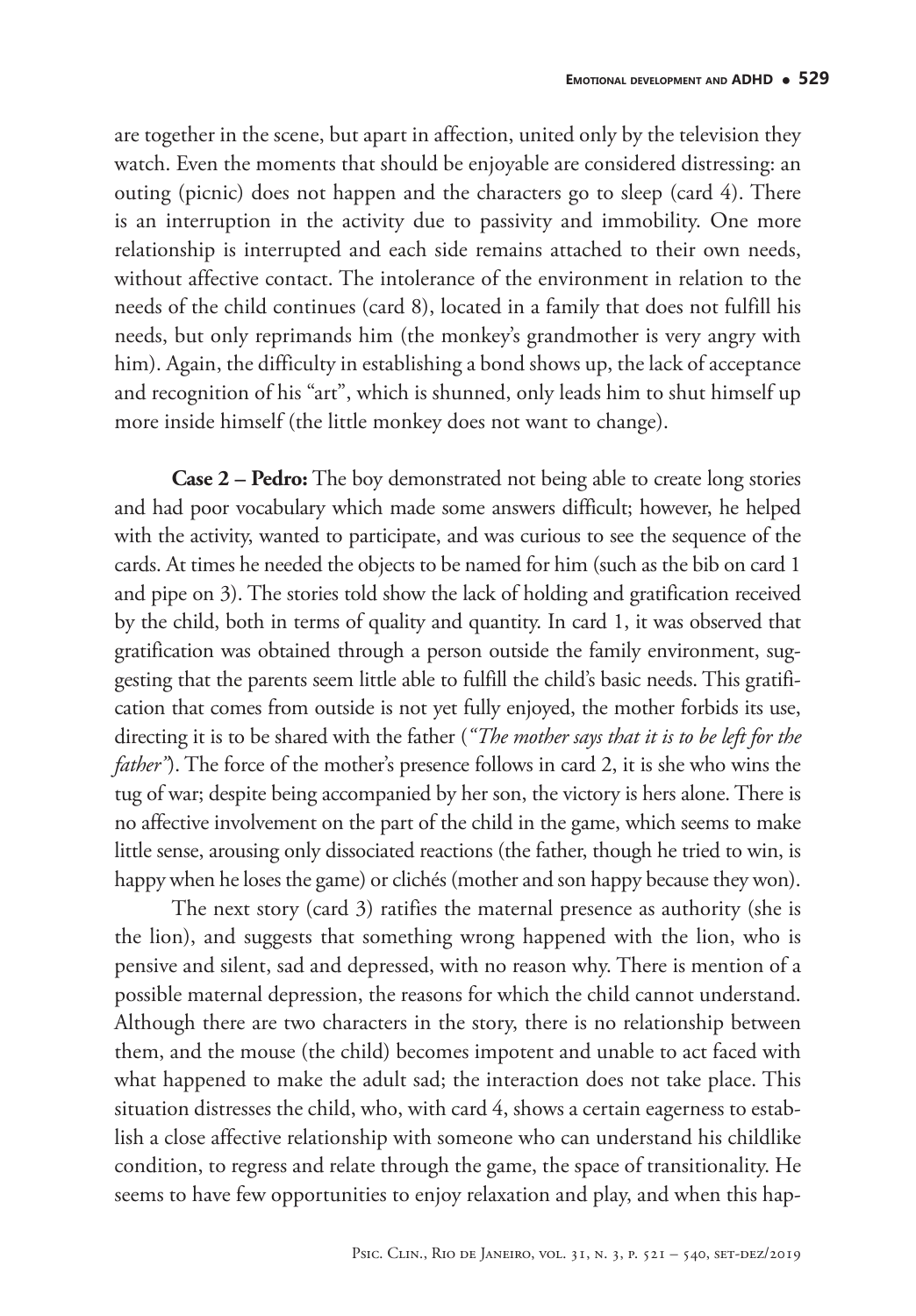are together in the scene, but apart in affection, united only by the television they watch. Even the moments that should be enjoyable are considered distressing: an outing (picnic) does not happen and the characters go to sleep (card 4). There is an interruption in the activity due to passivity and immobility. One more relationship is interrupted and each side remains attached to their own needs, without affective contact. The intolerance of the environment in relation to the needs of the child continues (card 8), located in a family that does not fulfill his needs, but only reprimands him (the monkey's grandmother is very angry with him). Again, the difficulty in establishing a bond shows up, the lack of acceptance and recognition of his "art", which is shunned, only leads him to shut himself up more inside himself (the little monkey does not want to change).

**Case 2 – Pedro:** The boy demonstrated not being able to create long stories and had poor vocabulary which made some answers difficult; however, he helped with the activity, wanted to participate, and was curious to see the sequence of the cards. At times he needed the objects to be named for him (such as the bib on card 1 and pipe on 3). The stories told show the lack of holding and gratification received by the child, both in terms of quality and quantity. In card 1, it was observed that gratification was obtained through a person outside the family environment, suggesting that the parents seem little able to fulfill the child's basic needs. This gratification that comes from outside is not yet fully enjoyed, the mother forbids its use, directing it is to be shared with the father (*"The mother says that it is to be left for the father"*). The force of the mother's presence follows in card 2, it is she who wins the tug of war; despite being accompanied by her son, the victory is hers alone. There is no affective involvement on the part of the child in the game, which seems to make little sense, arousing only dissociated reactions (the father, though he tried to win, is happy when he loses the game) or clichés (mother and son happy because they won).

The next story (card 3) ratifies the maternal presence as authority (she is the lion), and suggests that something wrong happened with the lion, who is pensive and silent, sad and depressed, with no reason why. There is mention of a possible maternal depression, the reasons for which the child cannot understand. Although there are two characters in the story, there is no relationship between them, and the mouse (the child) becomes impotent and unable to act faced with what happened to make the adult sad; the interaction does not take place. This situation distresses the child, who, with card 4, shows a certain eagerness to establish a close affective relationship with someone who can understand his childlike condition, to regress and relate through the game, the space of transitionality. He seems to have few opportunities to enjoy relaxation and play, and when this hap-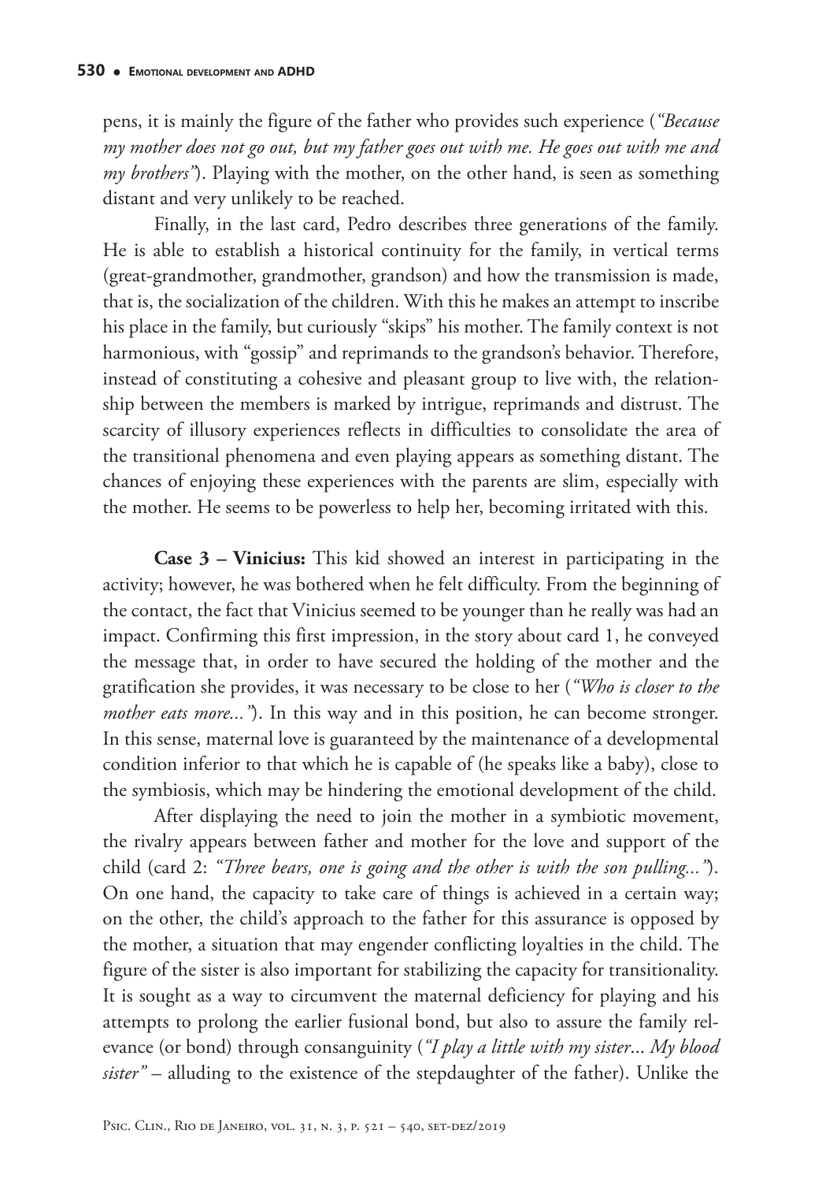pens, it is mainly the figure of the father who provides such experience (*"Because my mother does not go out, but my father goes out with me. He goes out with me and my brothers"*). Playing with the mother, on the other hand, is seen as something distant and very unlikely to be reached.

Finally, in the last card, Pedro describes three generations of the family. He is able to establish a historical continuity for the family, in vertical terms (great-grandmother, grandmother, grandson) and how the transmission is made, that is, the socialization of the children. With this he makes an attempt to inscribe his place in the family, but curiously "skips" his mother. The family context is not harmonious, with "gossip" and reprimands to the grandson's behavior. Therefore, instead of constituting a cohesive and pleasant group to live with, the relationship between the members is marked by intrigue, reprimands and distrust. The scarcity of illusory experiences reflects in difficulties to consolidate the area of the transitional phenomena and even playing appears as something distant. The chances of enjoying these experiences with the parents are slim, especially with the mother. He seems to be powerless to help her, becoming irritated with this.

**Case 3 – Vinicius:** This kid showed an interest in participating in the activity; however, he was bothered when he felt difficulty. From the beginning of the contact, the fact that Vinicius seemed to be younger than he really was had an impact. Confirming this first impression, in the story about card 1, he conveyed the message that, in order to have secured the holding of the mother and the gratification she provides, it was necessary to be close to her (*"Who is closer to the mother eats more..."*). In this way and in this position, he can become stronger. In this sense, maternal love is guaranteed by the maintenance of a developmental condition inferior to that which he is capable of (he speaks like a baby), close to the symbiosis, which may be hindering the emotional development of the child.

After displaying the need to join the mother in a symbiotic movement, the rivalry appears between father and mother for the love and support of the child (card 2: *"Three bears, one is going and the other is with the son pulling..."*). On one hand, the capacity to take care of things is achieved in a certain way; on the other, the child's approach to the father for this assurance is opposed by the mother, a situation that may engender conflicting loyalties in the child. The figure of the sister is also important for stabilizing the capacity for transitionality. It is sought as a way to circumvent the maternal deficiency for playing and his attempts to prolong the earlier fusional bond, but also to assure the family relevance (or bond) through consanguinity (*"I play a little with my sister... My blood sister"* – alluding to the existence of the stepdaughter of the father). Unlike the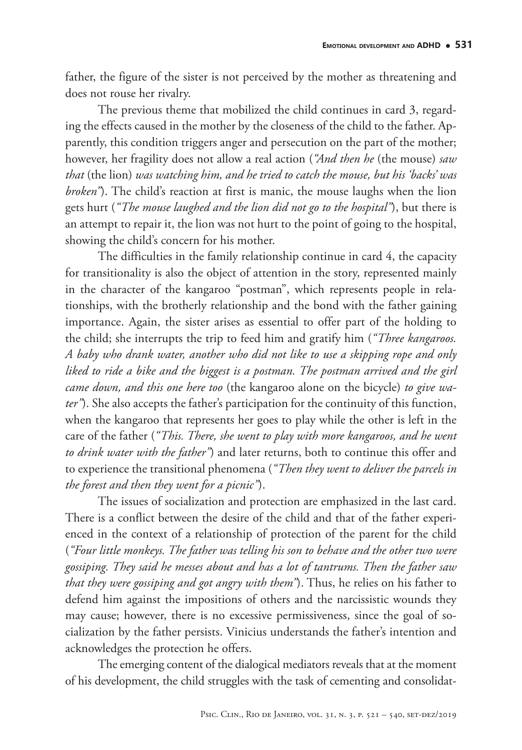father, the figure of the sister is not perceived by the mother as threatening and does not rouse her rivalry.

The previous theme that mobilized the child continues in card 3, regarding the effects caused in the mother by the closeness of the child to the father. Apparently, this condition triggers anger and persecution on the part of the mother; however, her fragility does not allow a real action (*"And then he* (the mouse) *saw that* (the lion) *was watching him, and he tried to catch the mouse, but his 'backs' was broken"*). The child's reaction at first is manic, the mouse laughs when the lion gets hurt (*"The mouse laughed and the lion did not go to the hospital"*), but there is an attempt to repair it, the lion was not hurt to the point of going to the hospital, showing the child's concern for his mother.

The difficulties in the family relationship continue in card 4, the capacity for transitionality is also the object of attention in the story, represented mainly in the character of the kangaroo "postman", which represents people in relationships, with the brotherly relationship and the bond with the father gaining importance. Again, the sister arises as essential to offer part of the holding to the child; she interrupts the trip to feed him and gratify him (*"Three kangaroos. A baby who drank water, another who did not like to use a skipping rope and only liked to ride a bike and the biggest is a postman. The postman arrived and the girl came down, and this one here too* (the kangaroo alone on the bicycle) *to give water"*). She also accepts the father's participation for the continuity of this function, when the kangaroo that represents her goes to play while the other is left in the care of the father (*"This. There, she went to play with more kangaroos, and he went to drink water with the father"*) and later returns, both to continue this offer and to experience the transitional phenomena (*"Then they went to deliver the parcels in the forest and then they went for a picnic"*).

The issues of socialization and protection are emphasized in the last card. There is a conflict between the desire of the child and that of the father experienced in the context of a relationship of protection of the parent for the child (*"Four little monkeys. The father was telling his son to behave and the other two were gossiping. They said he messes about and has a lot of tantrums. Then the father saw that they were gossiping and got angry with them"*). Thus, he relies on his father to defend him against the impositions of others and the narcissistic wounds they may cause; however, there is no excessive permissiveness, since the goal of socialization by the father persists. Vinicius understands the father's intention and acknowledges the protection he offers.

The emerging content of the dialogical mediators reveals that at the moment of his development, the child struggles with the task of cementing and consolidat-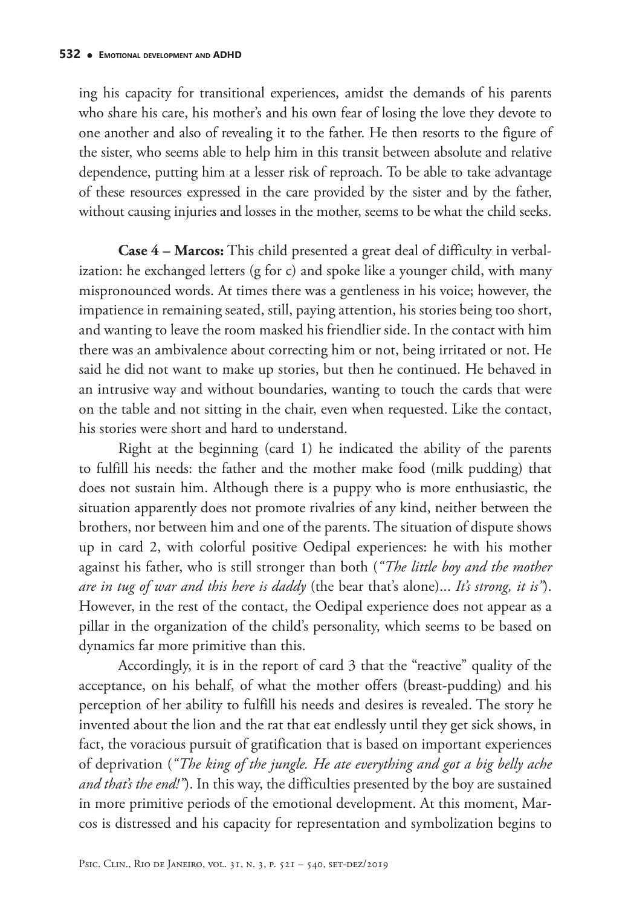ing his capacity for transitional experiences, amidst the demands of his parents who share his care, his mother's and his own fear of losing the love they devote to one another and also of revealing it to the father. He then resorts to the figure of the sister, who seems able to help him in this transit between absolute and relative dependence, putting him at a lesser risk of reproach. To be able to take advantage of these resources expressed in the care provided by the sister and by the father, without causing injuries and losses in the mother, seems to be what the child seeks.

**Case 4 – Marcos:** This child presented a great deal of difficulty in verbalization: he exchanged letters (g for c) and spoke like a younger child, with many mispronounced words. At times there was a gentleness in his voice; however, the impatience in remaining seated, still, paying attention, his stories being too short, and wanting to leave the room masked his friendlier side. In the contact with him there was an ambivalence about correcting him or not, being irritated or not. He said he did not want to make up stories, but then he continued. He behaved in an intrusive way and without boundaries, wanting to touch the cards that were on the table and not sitting in the chair, even when requested. Like the contact, his stories were short and hard to understand.

Right at the beginning (card 1) he indicated the ability of the parents to fulfill his needs: the father and the mother make food (milk pudding) that does not sustain him. Although there is a puppy who is more enthusiastic, the situation apparently does not promote rivalries of any kind, neither between the brothers, nor between him and one of the parents. The situation of dispute shows up in card 2, with colorful positive Oedipal experiences: he with his mother against his father, who is still stronger than both (*"The little boy and the mother are in tug of war and this here is daddy* (the bear that's alone)... *It's strong, it is"*). However, in the rest of the contact, the Oedipal experience does not appear as a pillar in the organization of the child's personality, which seems to be based on dynamics far more primitive than this.

Accordingly, it is in the report of card 3 that the "reactive" quality of the acceptance, on his behalf, of what the mother offers (breast-pudding) and his perception of her ability to fulfill his needs and desires is revealed. The story he invented about the lion and the rat that eat endlessly until they get sick shows, in fact, the voracious pursuit of gratification that is based on important experiences of deprivation (*"The king of the jungle. He ate everything and got a big belly ache and that's the end!"*). In this way, the difficulties presented by the boy are sustained in more primitive periods of the emotional development. At this moment, Marcos is distressed and his capacity for representation and symbolization begins to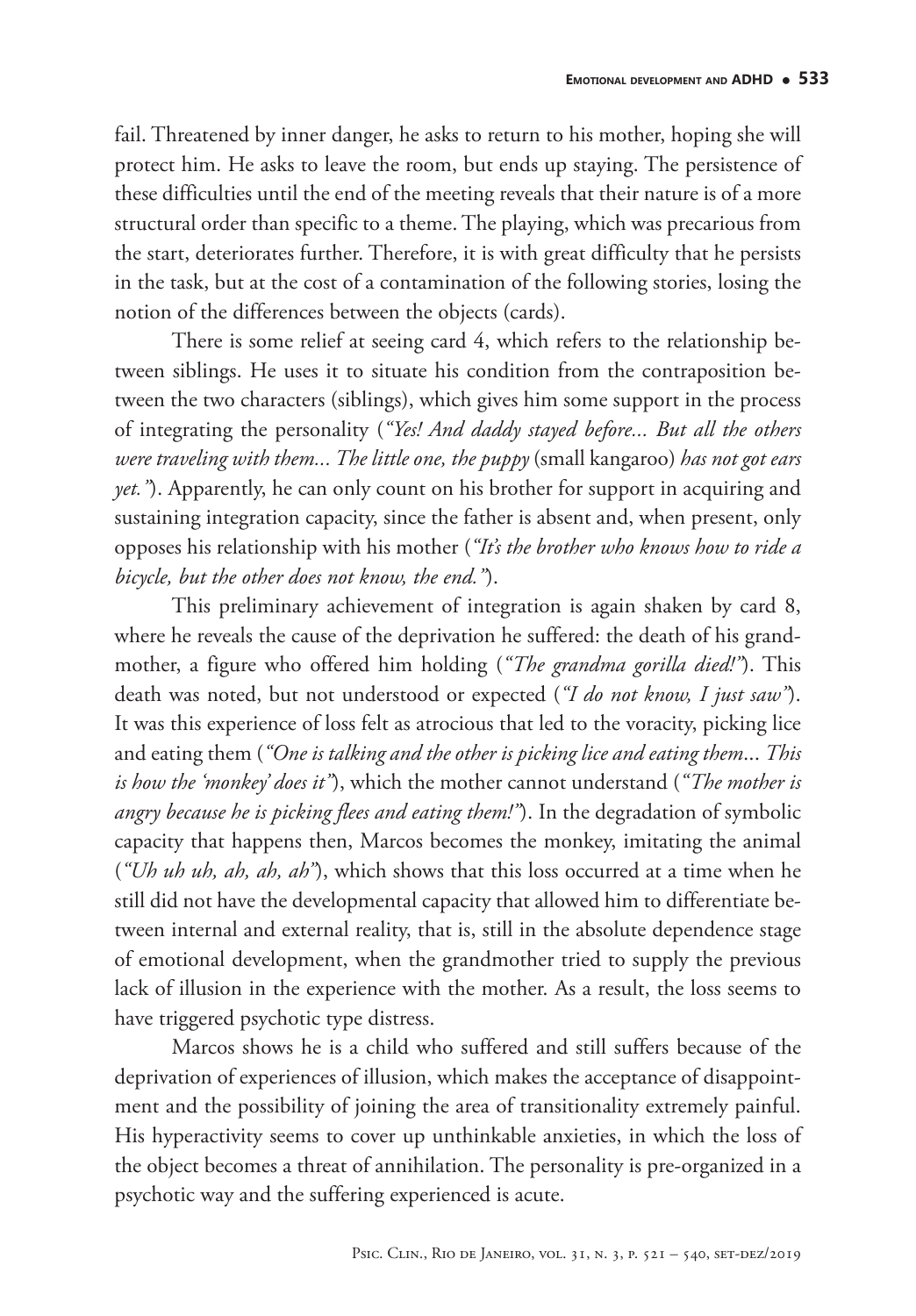fail. Threatened by inner danger, he asks to return to his mother, hoping she will protect him. He asks to leave the room, but ends up staying. The persistence of these difficulties until the end of the meeting reveals that their nature is of a more structural order than specific to a theme. The playing, which was precarious from the start, deteriorates further. Therefore, it is with great difficulty that he persists in the task, but at the cost of a contamination of the following stories, losing the notion of the differences between the objects (cards).

There is some relief at seeing card 4, which refers to the relationship between siblings. He uses it to situate his condition from the contraposition between the two characters (siblings), which gives him some support in the process of integrating the personality (*"Yes! And daddy stayed before... But all the others were traveling with them... The little one, the puppy* (small kangaroo) *has not got ears yet."*). Apparently, he can only count on his brother for support in acquiring and sustaining integration capacity, since the father is absent and, when present, only opposes his relationship with his mother (*"It's the brother who knows how to ride a bicycle, but the other does not know, the end."*).

This preliminary achievement of integration is again shaken by card 8, where he reveals the cause of the deprivation he suffered: the death of his grandmother, a figure who offered him holding (*"The grandma gorilla died!"*). This death was noted, but not understood or expected (*"I do not know, I just saw"*). It was this experience of loss felt as atrocious that led to the voracity, picking lice and eating them (*"One is talking and the other is picking lice and eating them... This is how the 'monkey' does it"*), which the mother cannot understand (*"The mother is angry because he is picking flees and eating them!"*). In the degradation of symbolic capacity that happens then, Marcos becomes the monkey, imitating the animal (*"Uh uh uh, ah, ah, ah"*), which shows that this loss occurred at a time when he still did not have the developmental capacity that allowed him to differentiate between internal and external reality, that is, still in the absolute dependence stage of emotional development, when the grandmother tried to supply the previous lack of illusion in the experience with the mother. As a result, the loss seems to have triggered psychotic type distress.

Marcos shows he is a child who suffered and still suffers because of the deprivation of experiences of illusion, which makes the acceptance of disappointment and the possibility of joining the area of transitionality extremely painful. His hyperactivity seems to cover up unthinkable anxieties, in which the loss of the object becomes a threat of annihilation. The personality is pre-organized in a psychotic way and the suffering experienced is acute.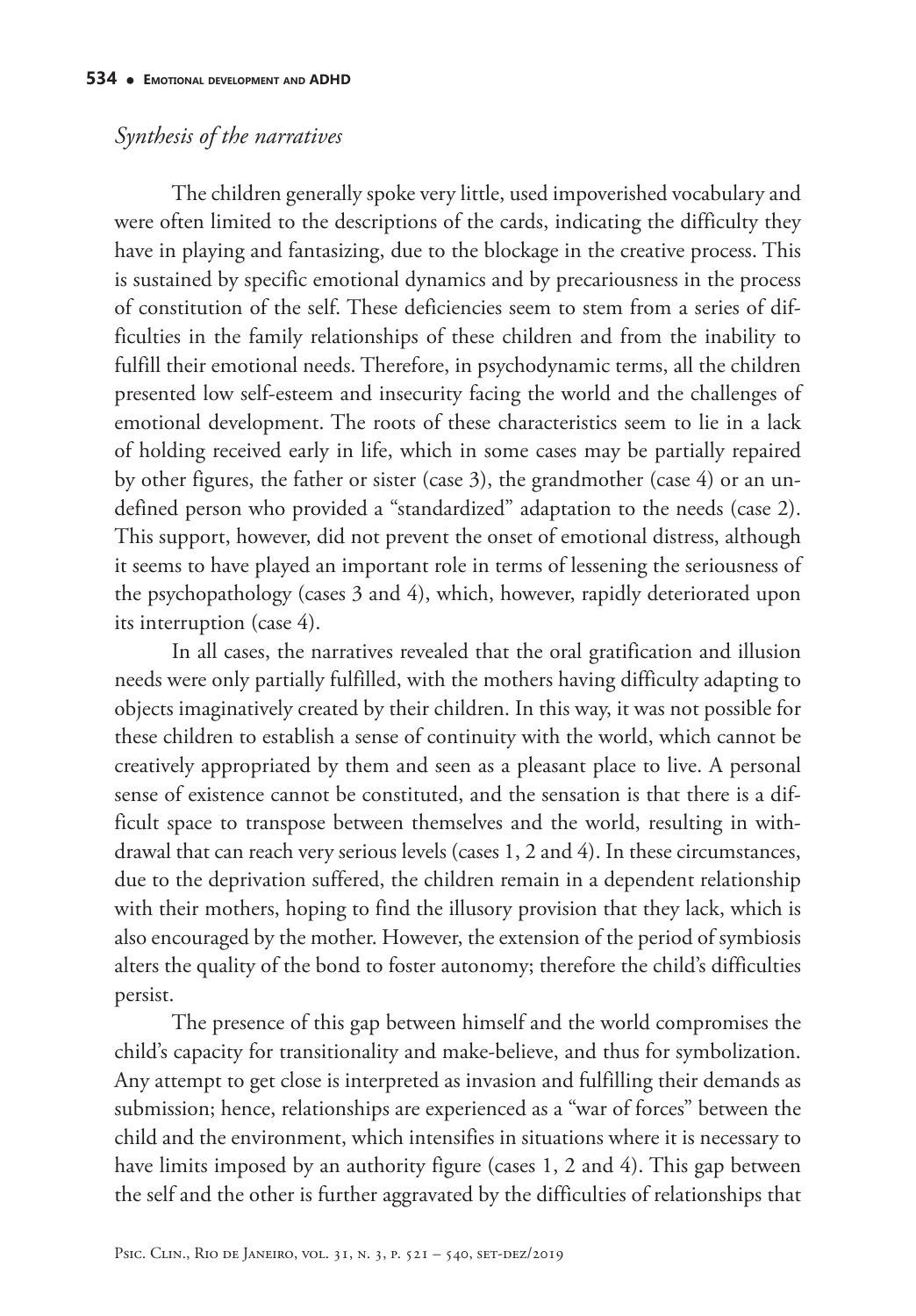## *Synthesis of the narratives*

The children generally spoke very little, used impoverished vocabulary and were often limited to the descriptions of the cards, indicating the difficulty they have in playing and fantasizing, due to the blockage in the creative process. This is sustained by specific emotional dynamics and by precariousness in the process of constitution of the self. These deficiencies seem to stem from a series of difficulties in the family relationships of these children and from the inability to fulfill their emotional needs. Therefore, in psychodynamic terms, all the children presented low self-esteem and insecurity facing the world and the challenges of emotional development. The roots of these characteristics seem to lie in a lack of holding received early in life, which in some cases may be partially repaired by other figures, the father or sister (case 3), the grandmother (case 4) or an undefined person who provided a "standardized" adaptation to the needs (case 2). This support, however, did not prevent the onset of emotional distress, although it seems to have played an important role in terms of lessening the seriousness of the psychopathology (cases 3 and 4), which, however, rapidly deteriorated upon its interruption (case 4).

In all cases, the narratives revealed that the oral gratification and illusion needs were only partially fulfilled, with the mothers having difficulty adapting to objects imaginatively created by their children. In this way, it was not possible for these children to establish a sense of continuity with the world, which cannot be creatively appropriated by them and seen as a pleasant place to live. A personal sense of existence cannot be constituted, and the sensation is that there is a difficult space to transpose between themselves and the world, resulting in withdrawal that can reach very serious levels (cases 1, 2 and 4). In these circumstances, due to the deprivation suffered, the children remain in a dependent relationship with their mothers, hoping to find the illusory provision that they lack, which is also encouraged by the mother. However, the extension of the period of symbiosis alters the quality of the bond to foster autonomy; therefore the child's difficulties persist.

The presence of this gap between himself and the world compromises the child's capacity for transitionality and make-believe, and thus for symbolization. Any attempt to get close is interpreted as invasion and fulfilling their demands as submission; hence, relationships are experienced as a "war of forces" between the child and the environment, which intensifies in situations where it is necessary to have limits imposed by an authority figure (cases 1, 2 and 4). This gap between the self and the other is further aggravated by the difficulties of relationships that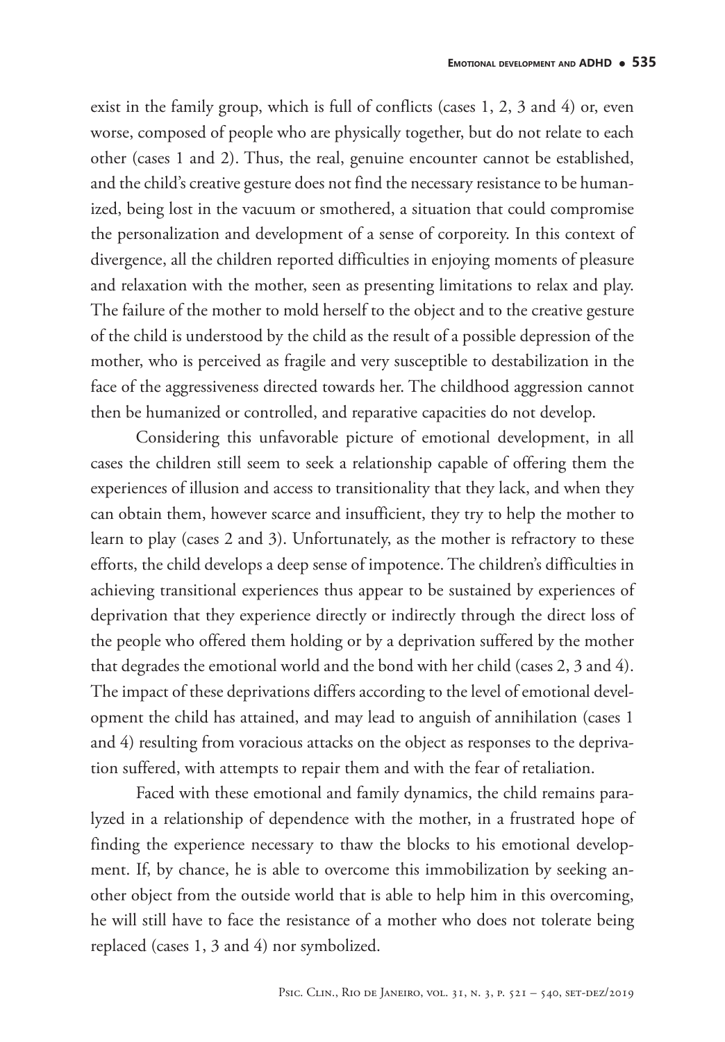exist in the family group, which is full of conflicts (cases 1, 2, 3 and 4) or, even worse, composed of people who are physically together, but do not relate to each other (cases 1 and 2). Thus, the real, genuine encounter cannot be established, and the child's creative gesture does not find the necessary resistance to be humanized, being lost in the vacuum or smothered, a situation that could compromise the personalization and development of a sense of corporeity. In this context of divergence, all the children reported difficulties in enjoying moments of pleasure and relaxation with the mother, seen as presenting limitations to relax and play. The failure of the mother to mold herself to the object and to the creative gesture of the child is understood by the child as the result of a possible depression of the mother, who is perceived as fragile and very susceptible to destabilization in the face of the aggressiveness directed towards her. The childhood aggression cannot then be humanized or controlled, and reparative capacities do not develop.

Considering this unfavorable picture of emotional development, in all cases the children still seem to seek a relationship capable of offering them the experiences of illusion and access to transitionality that they lack, and when they can obtain them, however scarce and insufficient, they try to help the mother to learn to play (cases 2 and 3). Unfortunately, as the mother is refractory to these efforts, the child develops a deep sense of impotence. The children's difficulties in achieving transitional experiences thus appear to be sustained by experiences of deprivation that they experience directly or indirectly through the direct loss of the people who offered them holding or by a deprivation suffered by the mother that degrades the emotional world and the bond with her child (cases 2, 3 and 4). The impact of these deprivations differs according to the level of emotional development the child has attained, and may lead to anguish of annihilation (cases 1 and 4) resulting from voracious attacks on the object as responses to the deprivation suffered, with attempts to repair them and with the fear of retaliation.

Faced with these emotional and family dynamics, the child remains paralyzed in a relationship of dependence with the mother, in a frustrated hope of finding the experience necessary to thaw the blocks to his emotional development. If, by chance, he is able to overcome this immobilization by seeking another object from the outside world that is able to help him in this overcoming, he will still have to face the resistance of a mother who does not tolerate being replaced (cases 1, 3 and 4) nor symbolized.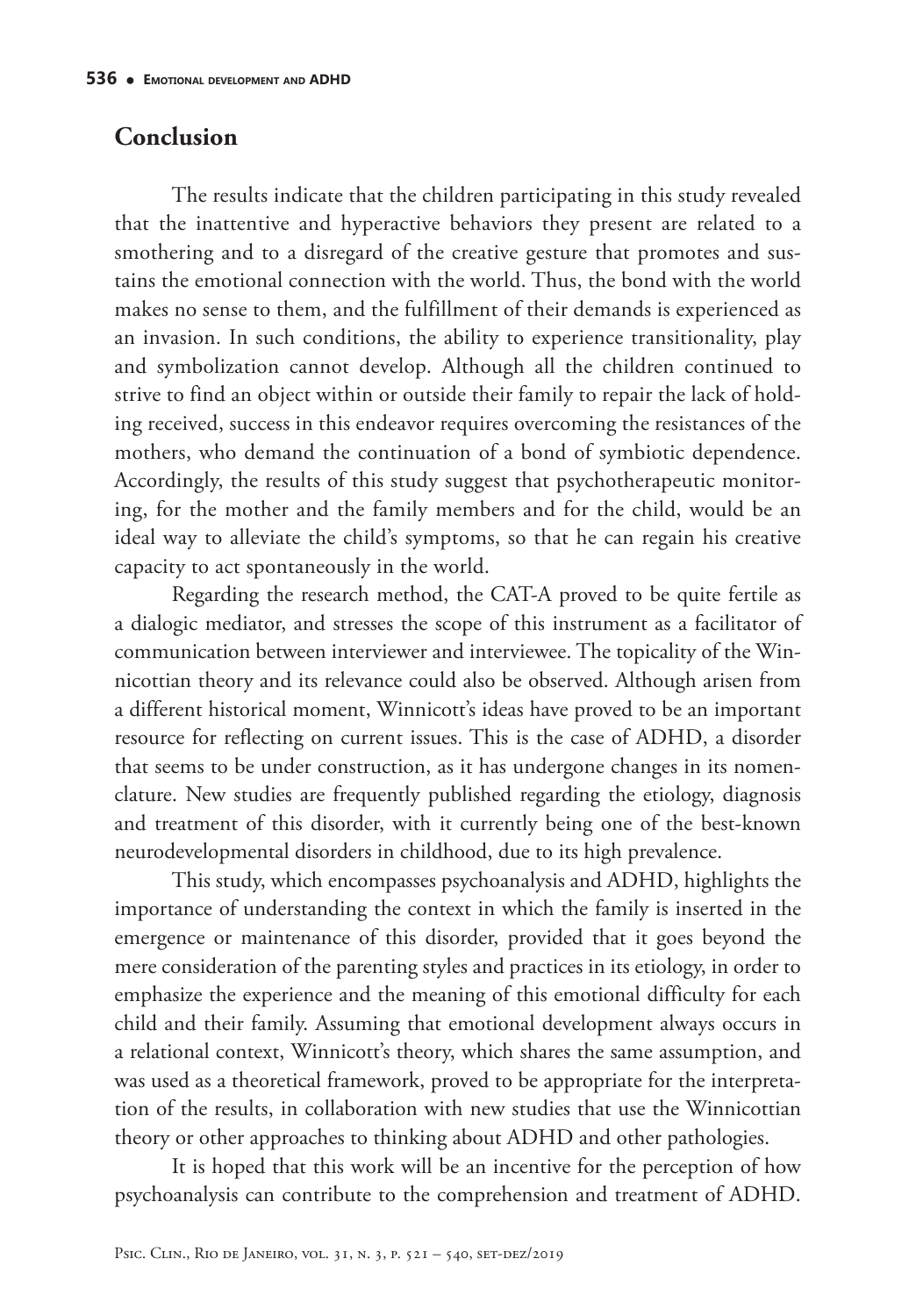## Conclusion

The results indicate that the children participating in this study revealed that the inattentive and hyperactive behaviors they present are related to a smothering and to a disregard of the creative gesture that promotes and sustains the emotional connection with the world. Thus, the bond with the world makes no sense to them, and the fulfillment of their demands is experienced as an invasion. In such conditions, the ability to experience transitionality, play and symbolization cannot develop. Although all the children continued to strive to find an object within or outside their family to repair the lack of holding received, success in this endeavor requires overcoming the resistances of the mothers, who demand the continuation of a bond of symbiotic dependence. Accordingly, the results of this study suggest that psychotherapeutic monitoring, for the mother and the family members and for the child, would be an ideal way to alleviate the child's symptoms, so that he can regain his creative capacity to act spontaneously in the world.

Regarding the research method, the CAT-A proved to be quite fertile as a dialogic mediator, and stresses the scope of this instrument as a facilitator of communication between interviewer and interviewee. The topicality of the Winnicottian theory and its relevance could also be observed. Although arisen from a different historical moment, Winnicott's ideas have proved to be an important resource for reflecting on current issues. This is the case of ADHD, a disorder that seems to be under construction, as it has undergone changes in its nomenclature. New studies are frequently published regarding the etiology, diagnosis and treatment of this disorder, with it currently being one of the best-known neurodevelopmental disorders in childhood, due to its high prevalence.

This study, which encompasses psychoanalysis and ADHD, highlights the importance of understanding the context in which the family is inserted in the emergence or maintenance of this disorder, provided that it goes beyond the mere consideration of the parenting styles and practices in its etiology, in order to emphasize the experience and the meaning of this emotional difficulty for each child and their family. Assuming that emotional development always occurs in a relational context, Winnicott's theory, which shares the same assumption, and was used as a theoretical framework, proved to be appropriate for the interpretation of the results, in collaboration with new studies that use the Winnicottian theory or other approaches to thinking about ADHD and other pathologies.

It is hoped that this work will be an incentive for the perception of how psychoanalysis can contribute to the comprehension and treatment of ADHD.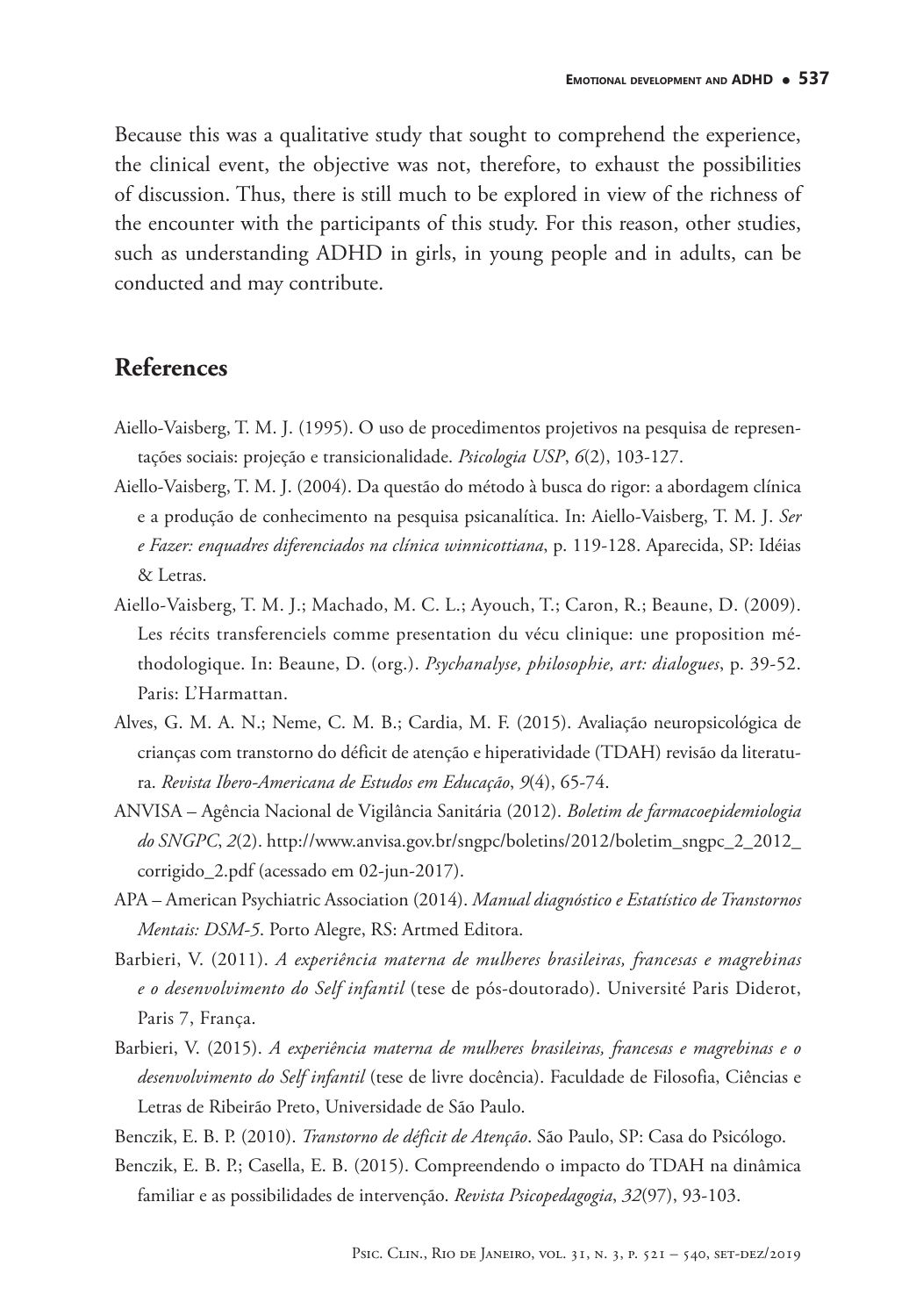Because this was a qualitative study that sought to comprehend the experience, the clinical event, the objective was not, therefore, to exhaust the possibilities of discussion. Thus, there is still much to be explored in view of the richness of the encounter with the participants of this study. For this reason, other studies, such as understanding ADHD in girls, in young people and in adults, can be conducted and may contribute.

## References

Aiello-Vaisberg, T. M. J. (1995). O uso de procedimentos projetivos na pesquisa de representações sociais: projeção e transicionalidade. *Psicologia USP*, *6*(2), 103-127.

Aiello-Vaisberg, T. M. J. (2004). Da questão do método à busca do rigor: a abordagem clínica e a produção de conhecimento na pesquisa psicanalítica. In: Aiello-Vaisberg, T. M. J. *Ser e Fazer: enquadres diferenciados na clínica winnicottiana*, p. 119-128. Aparecida, SP: Idéias & Letras.

Aiello-Vaisberg, T. M. J.; Machado, M. C. L.; Ayouch, T.; Caron, R.; Beaune, D. (2009). Les récits transferenciels comme presentation du vécu clinique: une proposition méthodologique. In: Beaune, D. (org.). *Psychanalyse, philosophie, art: dialogues*, p. 39-52. Paris: L'Harmattan.

Alves, G. M. A. N.; Neme, C. M. B.; Cardia, M. F. (2015). Avaliação neuropsicológica de crianças com transtorno do déficit de atenção e hiperatividade (TDAH) revisão da literatura. *Revista Ibero-Americana de Estudos em Educação*, *9*(4), 65-74.

ANVISA – Agência Nacional de Vigilância Sanitária (2012). *Boletim de farmacoepidemiologia do SNGPC*, *2*(2). http://www.anvisa.gov.br/sngpc/boletins/2012/boletim_sngpc_2_2012_corrigido_2.pdf (acessado em 02-jun-2017).

APA – American Psychiatric Association (2014). *Manual diagnóstico e Estatístico de Transtornos Mentais: DSM-5*. Porto Alegre, RS: Artmed Editora.

Barbieri, V. (2011). *A experiência materna de mulheres brasileiras, francesas e magrebinas e o desenvolvimento do Self infantil* (tese de pós-doutorado). Université Paris Diderot, Paris 7, França.

Barbieri, V. (2015). *A experiência materna de mulheres brasileiras, francesas e magrebinas e o desenvolvimento do Self infantil* (tese de livre docência). Faculdade de Filosofia, Ciências e Letras de Ribeirão Preto, Universidade de São Paulo.

Benczik, E. B. P. (2010). *Transtorno de déficit de Atenção*. São Paulo, SP: Casa do Psicólogo.

Benczik, E. B. P.; Casella, E. B. (2015). Compreendendo o impacto do TDAH na dinâmica familiar e as possibilidades de intervenção. *Revista Psicopedagogia*, *32*(97), 93-103.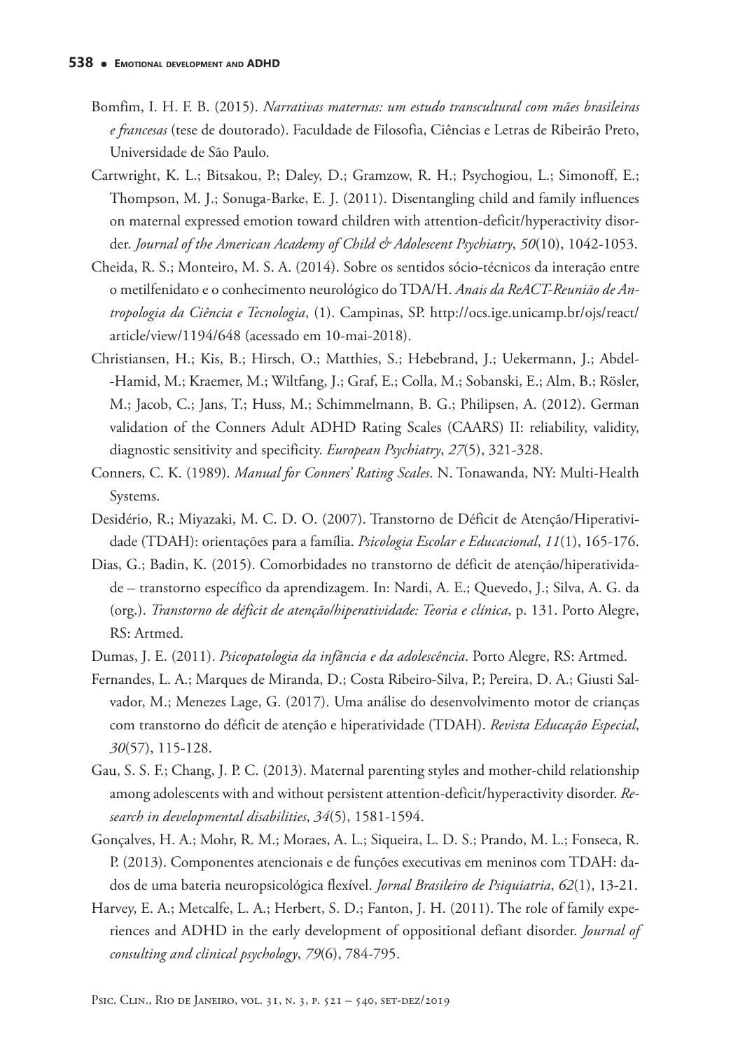Bomfim, I. H. F. B. (2015). *Narrativas maternas: um estudo transcultural com mães brasileiras e francesas* (tese de doutorado). Faculdade de Filosofia, Ciências e Letras de Ribeirão Preto, Universidade de São Paulo.

Cartwright, K. L.; Bitsakou, P.; Daley, D.; Gramzow, R. H.; Psychogiou, L.; Simonoff, E.; Thompson, M. J.; Sonuga-Barke, E. J. (2011). Disentangling child and family influences on maternal expressed emotion toward children with attention-deficit/hyperactivity disorder. *Journal of the American Academy of Child & Adolescent Psychiatry*, *50*(10), 1042-1053.

Cheida, R. S.; Monteiro, M. S. A. (2014). Sobre os sentidos sócio-técnicos da interação entre o metilfenidato e o conhecimento neurológico do TDA/H. *Anais da ReACT-Reunião de Antropologia da Ciência e Tecnologia*, (1). Campinas, SP. http://ocs.ige.unicamp.br/ojs/react/article/view/1194/648 (acessado em 10-mai-2018).

Christiansen, H.; Kis, B.; Hirsch, O.; Matthies, S.; Hebebrand, J.; Uekermann, J.; Abdel-Hamid, M.; Kraemer, M.; Wiltfang, J.; Graf, E.; Colla, M.; Sobanski, E.; Alm, B.; Rösler, M.; Jacob, C.; Jans, T.; Huss, M.; Schimmelmann, B. G.; Philipsen, A. (2012). German validation of the Conners Adult ADHD Rating Scales (CAARS) II: reliability, validity, diagnostic sensitivity and specificity. *European Psychiatry*, *27*(5), 321-328.

Conners, C. K. (1989). *Manual for Conners' Rating Scales*. N. Tonawanda, NY: Multi-Health Systems.

Desidério, R.; Miyazaki, M. C. D. O. (2007). Transtorno de Déficit de Atenção/Hiperatividade (TDAH): orientações para a família. *Psicologia Escolar e Educacional*, *11*(1), 165-176.

Dias, G.; Badin, K. (2015). Comorbidades no transtorno de déficit de atenção/hiperatividade – transtorno específico da aprendizagem. In: Nardi, A. E.; Quevedo, J.; Silva, A. G. da (org.). *Transtorno de déficit de atenção/hiperatividade: Teoria e clínica*, p. 131. Porto Alegre, RS: Artmed.

Dumas, J. E. (2011). *Psicopatologia da infância e da adolescência*. Porto Alegre, RS: Artmed.

Fernandes, L. A.; Marques de Miranda, D.; Costa Ribeiro-Silva, P.; Pereira, D. A.; Giusti Salvador, M.; Menezes Lage, G. (2017). Uma análise do desenvolvimento motor de crianças com transtorno do déficit de atenção e hiperatividade (TDAH). *Revista Educação Especial*, *30*(57), 115-128.

Gau, S. S. F.; Chang, J. P. C. (2013). Maternal parenting styles and mother-child relationship among adolescents with and without persistent attention-deficit/hyperactivity disorder. *Research in developmental disabilities*, *34*(5), 1581-1594.

Gonçalves, H. A.; Mohr, R. M.; Moraes, A. L.; Siqueira, L. D. S.; Prando, M. L.; Fonseca, R. P. (2013). Componentes atencionais e de funções executivas em meninos com TDAH: dados de uma bateria neuropsicológica flexível. *Jornal Brasileiro de Psiquiatria*, *62*(1), 13-21.

Harvey, E. A.; Metcalfe, L. A.; Herbert, S. D.; Fanton, J. H. (2011). The role of family experiences and ADHD in the early development of oppositional defiant disorder. *Journal of consulting and clinical psychology*, *79*(6), 784-795.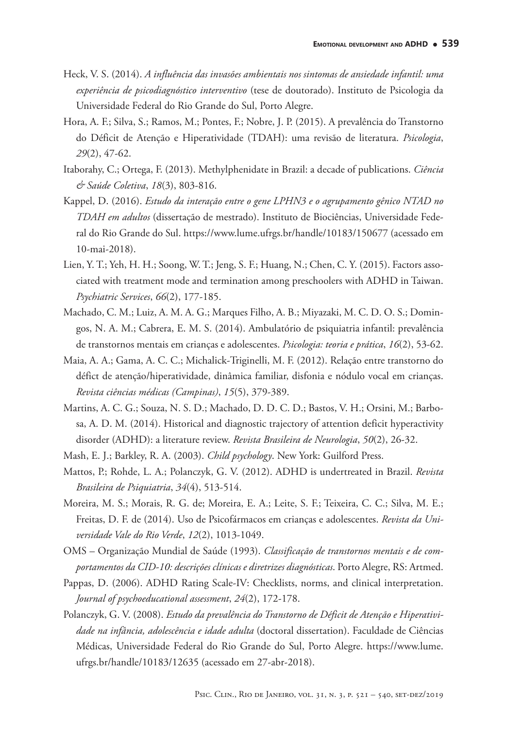Heck, V. S. (2014). *A influência das invasões ambientais nos sintomas de ansiedade infantil: uma experiência de psicodiagnóstico interventivo* (tese de doutorado). Instituto de Psicologia da Universidade Federal do Rio Grande do Sul, Porto Alegre.

Hora, A. F.; Silva, S.; Ramos, M.; Pontes, F.; Nobre, J. P. (2015). A prevalência do Transtorno do Déficit de Atenção e Hiperatividade (TDAH): uma revisão de literatura. *Psicologia*, *29*(2), 47-62.

Itaborahy, C.; Ortega, F. (2013). Methylphenidate in Brazil: a decade of publications. *Ciência & Saúde Coletiva*, *18*(3), 803-816.

Kappel, D. (2016). *Estudo da interação entre o gene LPHN3 e o agrupamento gênico NTAD no TDAH em adultos* (dissertação de mestrado). Instituto de Biociências, Universidade Federal do Rio Grande do Sul. https://www.lume.ufrgs.br/handle/10183/150677 (acessado em 10-mai-2018).

Lien, Y. T.; Yeh, H. H.; Soong, W. T.; Jeng, S. F.; Huang, N.; Chen, C. Y. (2015). Factors associated with treatment mode and termination among preschoolers with ADHD in Taiwan. *Psychiatric Services*, *66*(2), 177-185.

Machado, C. M.; Luiz, A. M. A. G.; Marques Filho, A. B.; Miyazaki, M. C. D. O. S.; Domingos, N. A. M.; Cabrera, E. M. S. (2014). Ambulatório de psiquiatria infantil: prevalência de transtornos mentais em crianças e adolescentes. *Psicologia: teoria e prática*, *16*(2), 53-62.

Maia, A. A.; Gama, A. C. C.; Michalick-Triginelli, M. F. (2012). Relação entre transtorno do défict de atenção/hiperatividade, dinâmica familiar, disfonia e nódulo vocal em crianças. *Revista ciências médicas (Campinas)*, *15*(5), 379-389.

Martins, A. C. G.; Souza, N. S. D.; Machado, D. D. C. D.; Bastos, V. H.; Orsini, M.; Barbosa, A. D. M. (2014). Historical and diagnostic trajectory of attention deficit hyperactivity disorder (ADHD): a literature review. *Revista Brasileira de Neurologia*, *50*(2), 26-32.

Mash, E. J.; Barkley, R. A. (2003). *Child psychology*. New York: Guilford Press.

Mattos, P.; Rohde, L. A.; Polanczyk, G. V. (2012). ADHD is undertreated in Brazil. *Revista Brasileira de Psiquiatria*, *34*(4), 513-514.

Moreira, M. S.; Morais, R. G. de; Moreira, E. A.; Leite, S. F.; Teixeira, C. C.; Silva, M. E.; Freitas, D. F. de (2014). Uso de Psicofármacos em crianças e adolescentes. *Revista da Universidade Vale do Rio Verde*, *12*(2), 1013-1049.

OMS – Organização Mundial de Saúde (1993). *Classificação de transtornos mentais e de comportamentos da CID-10: descrições clínicas e diretrizes diagnósticas*. Porto Alegre, RS: Artmed.

Pappas, D. (2006). ADHD Rating Scale-IV: Checklists, norms, and clinical interpretation. *Journal of psychoeducational assessment*, *24*(2), 172-178.

Polanczyk, G. V. (2008). *Estudo da prevalência do Transtorno de Déficit de Atenção e Hiperatividade na infância, adolescência e idade adulta* (doctoral dissertation). Faculdade de Ciências Médicas, Universidade Federal do Rio Grande do Sul, Porto Alegre. https://www.lume.ufrgs.br/handle/10183/12635 (acessado em 27-abr-2018).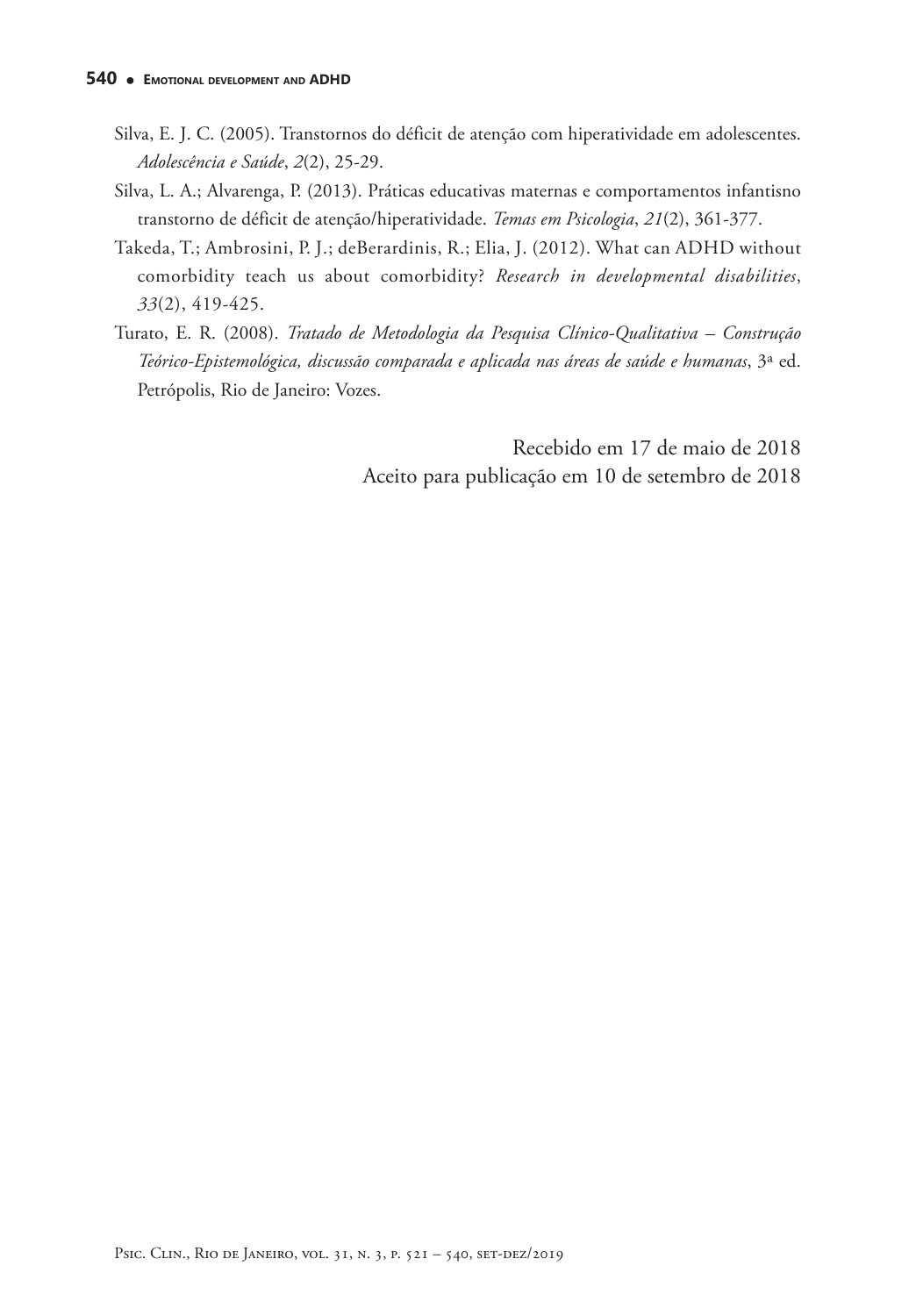Silva, E. J. C. (2005). Transtornos do déficit de atenção com hiperatividade em adolescentes. *Adolescência e Saúde*, *2*(2), 25-29.

Silva, L. A.; Alvarenga, P. (2013). Práticas educativas maternas e comportamentos infantisno transtorno de déficit de atenção/hiperatividade. *Temas em Psicologia*, *21*(2), 361-377.

Takeda, T.; Ambrosini, P. J.; deBerardinis, R.; Elia, J. (2012). What can ADHD without comorbidity teach us about comorbidity? *Research in developmental disabilities*, *33*(2), 419-425.

Turato, E. R. (2008). *Tratado de Metodologia da Pesquisa Clínico-Qualitativa – Construção Teórico-Epistemológica, discussão comparada e aplicada nas áreas de saúde e humanas*, 3ª ed. Petrópolis, Rio de Janeiro: Vozes.

Recebido em 17 de maio de 2018
Aceito para publicação em 10 de setembro de 2018